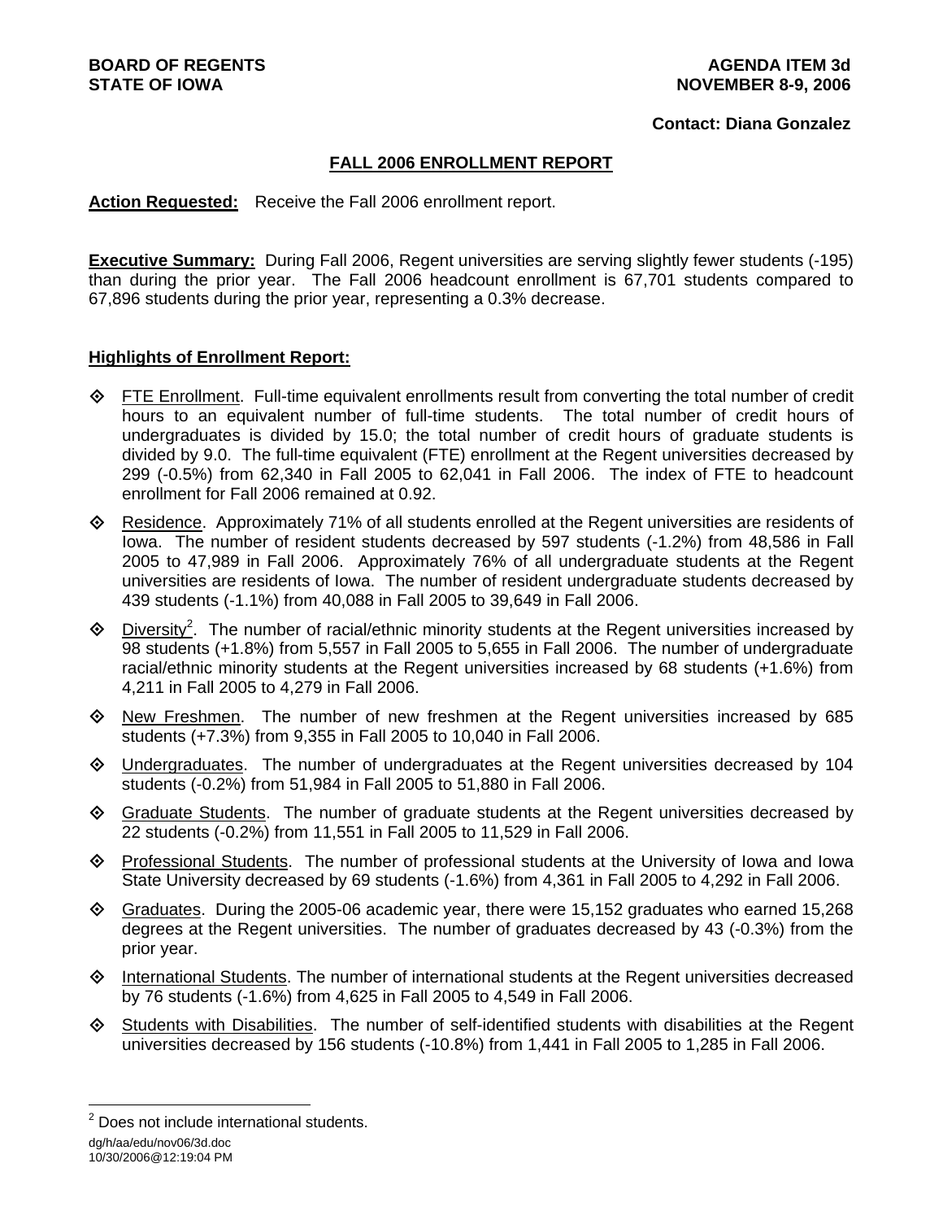**BOARD OF REGENTS**
**STATE OF IOWA**

**AGENDA ITEM 3d**
**NOVEMBER 8-9, 2006**

**Contact: Diana Gonzalez**

## FALL 2006 ENROLLMENT REPORT

**Action Requested:** Receive the Fall 2006 enrollment report.

**Executive Summary:** During Fall 2006, Regent universities are serving slightly fewer students (-195) than during the prior year. The Fall 2006 headcount enrollment is 67,701 students compared to 67,896 students during the prior year, representing a 0.3% decrease.

**Highlights of Enrollment Report:**

- FTE Enrollment. Full-time equivalent enrollments result from converting the total number of credit hours to an equivalent number of full-time students. The total number of credit hours of undergraduates is divided by 15.0; the total number of credit hours of graduate students is divided by 9.0. The full-time equivalent (FTE) enrollment at the Regent universities decreased by 299 (-0.5%) from 62,340 in Fall 2005 to 62,041 in Fall 2006. The index of FTE to headcount enrollment for Fall 2006 remained at 0.92.
- Residence. Approximately 71% of all students enrolled at the Regent universities are residents of Iowa. The number of resident students decreased by 597 students (-1.2%) from 48,586 in Fall 2005 to 47,989 in Fall 2006. Approximately 76% of all undergraduate students at the Regent universities are residents of Iowa. The number of resident undergraduate students decreased by 439 students (-1.1%) from 40,088 in Fall 2005 to 39,649 in Fall 2006.
- Diversity[2]. The number of racial/ethnic minority students at the Regent universities increased by 98 students (+1.8%) from 5,557 in Fall 2005 to 5,655 in Fall 2006. The number of undergraduate racial/ethnic minority students at the Regent universities increased by 68 students (+1.6%) from 4,211 in Fall 2005 to 4,279 in Fall 2006.
- New Freshmen. The number of new freshmen at the Regent universities increased by 685 students (+7.3%) from 9,355 in Fall 2005 to 10,040 in Fall 2006.
- Undergraduates. The number of undergraduates at the Regent universities decreased by 104 students (-0.2%) from 51,984 in Fall 2005 to 51,880 in Fall 2006.
- Graduate Students. The number of graduate students at the Regent universities decreased by 22 students (-0.2%) from 11,551 in Fall 2005 to 11,529 in Fall 2006.
- Professional Students. The number of professional students at the University of Iowa and Iowa State University decreased by 69 students (-1.6%) from 4,361 in Fall 2005 to 4,292 in Fall 2006.
- Graduates. During the 2005-06 academic year, there were 15,152 graduates who earned 15,268 degrees at the Regent universities. The number of graduates decreased by 43 (-0.3%) from the prior year.
- International Students. The number of international students at the Regent universities decreased by 76 students (-1.6%) from 4,625 in Fall 2005 to 4,549 in Fall 2006.
- Students with Disabilities. The number of self-identified students with disabilities at the Regent universities decreased by 156 students (-10.8%) from 1,441 in Fall 2005 to 1,285 in Fall 2006.

[2] Does not include international students.

dg/h/aa/edu/nov06/3d.doc
10/30/2006@12:19:04 PM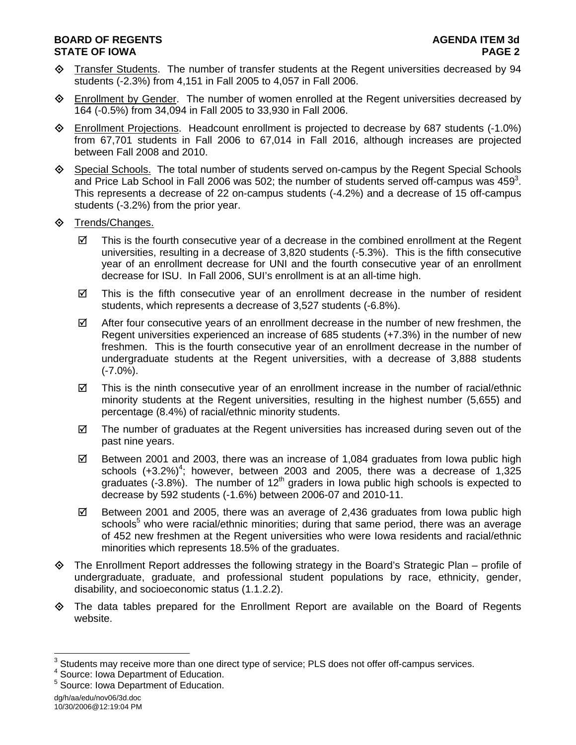- Transfer Students. The number of transfer students at the Regent universities decreased by 94 students (-2.3%) from 4,151 in Fall 2005 to 4,057 in Fall 2006.

- Enrollment by Gender. The number of women enrolled at the Regent universities decreased by 164 (-0.5%) from 34,094 in Fall 2005 to 33,930 in Fall 2006.

- Enrollment Projections. Headcount enrollment is projected to decrease by 687 students (-1.0%) from 67,701 students in Fall 2006 to 67,014 in Fall 2016, although increases are projected between Fall 2008 and 2010.

- Special Schools. The total number of students served on-campus by the Regent Special Schools and Price Lab School in Fall 2006 was 502; the number of students served off-campus was 459[3]. This represents a decrease of 22 on-campus students (-4.2%) and a decrease of 15 off-campus students (-3.2%) from the prior year.

- Trends/Changes.
  - ☑ This is the fourth consecutive year of a decrease in the combined enrollment at the Regent universities, resulting in a decrease of 3,820 students (-5.3%). This is the fifth consecutive year of an enrollment decrease for UNI and the fourth consecutive year of an enrollment decrease for ISU. In Fall 2006, SUI's enrollment is at an all-time high.
  - ☑ This is the fifth consecutive year of an enrollment decrease in the number of resident students, which represents a decrease of 3,527 students (-6.8%).
  - ☑ After four consecutive years of an enrollment decrease in the number of new freshmen, the Regent universities experienced an increase of 685 students (+7.3%) in the number of new freshmen. This is the fourth consecutive year of an enrollment decrease in the number of undergraduate students at the Regent universities, with a decrease of 3,888 students (-7.0%).
  - ☑ This is the ninth consecutive year of an enrollment increase in the number of racial/ethnic minority students at the Regent universities, resulting in the highest number (5,655) and percentage (8.4%) of racial/ethnic minority students.
  - ☑ The number of graduates at the Regent universities has increased during seven out of the past nine years.
  - ☑ Between 2001 and 2003, there was an increase of 1,084 graduates from Iowa public high schools (+3.2%)[4]; however, between 2003 and 2005, there was a decrease of 1,325 graduates (-3.8%). The number of 12th graders in Iowa public high schools is expected to decrease by 592 students (-1.6%) between 2006-07 and 2010-11.
  - ☑ Between 2001 and 2005, there was an average of 2,436 graduates from Iowa public high schools[5] who were racial/ethnic minorities; during that same period, there was an average of 452 new freshmen at the Regent universities who were Iowa residents and racial/ethnic minorities which represents 18.5% of the graduates.

- The Enrollment Report addresses the following strategy in the Board's Strategic Plan – profile of undergraduate, graduate, and professional student populations by race, ethnicity, gender, disability, and socioeconomic status (1.1.2.2).

- The data tables prepared for the Enrollment Report are available on the Board of Regents website.

---

[3] Students may receive more than one direct type of service; PLS does not offer off-campus services.
[4] Source: Iowa Department of Education.
[5] Source: Iowa Department of Education.

dg/h/aa/edu/nov06/3d.doc
10/30/2006@12:19:04 PM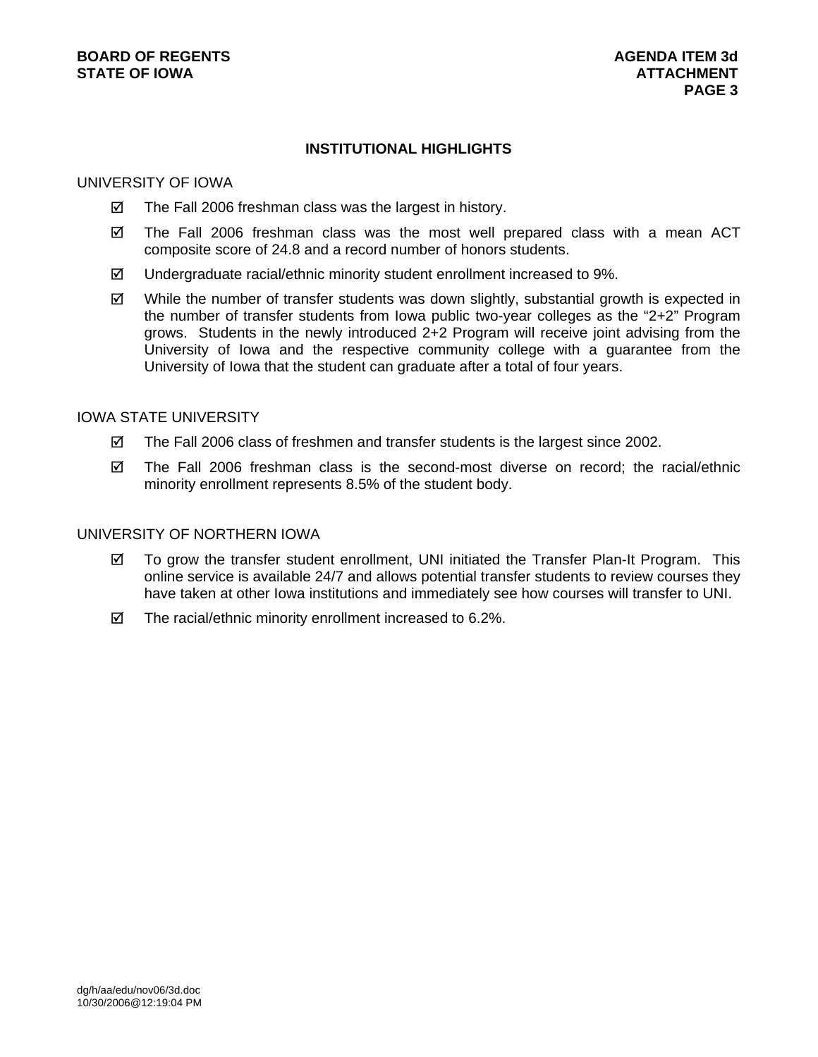## INSTITUTIONAL HIGHLIGHTS

### UNIVERSITY OF IOWA

- ☑ The Fall 2006 freshman class was the largest in history.
- ☑ The Fall 2006 freshman class was the most well prepared class with a mean ACT composite score of 24.8 and a record number of honors students.
- ☑ Undergraduate racial/ethnic minority student enrollment increased to 9%.
- ☑ While the number of transfer students was down slightly, substantial growth is expected in the number of transfer students from Iowa public two-year colleges as the "2+2" Program grows. Students in the newly introduced 2+2 Program will receive joint advising from the University of Iowa and the respective community college with a guarantee from the University of Iowa that the student can graduate after a total of four years.

### IOWA STATE UNIVERSITY

- ☑ The Fall 2006 class of freshmen and transfer students is the largest since 2002.
- ☑ The Fall 2006 freshman class is the second-most diverse on record; the racial/ethnic minority enrollment represents 8.5% of the student body.

### UNIVERSITY OF NORTHERN IOWA

- ☑ To grow the transfer student enrollment, UNI initiated the Transfer Plan-It Program. This online service is available 24/7 and allows potential transfer students to review courses they have taken at other Iowa institutions and immediately see how courses will transfer to UNI.
- ☑ The racial/ethnic minority enrollment increased to 6.2%.

dg/h/aa/edu/nov06/3d.doc
10/30/2006@12:19:04 PM